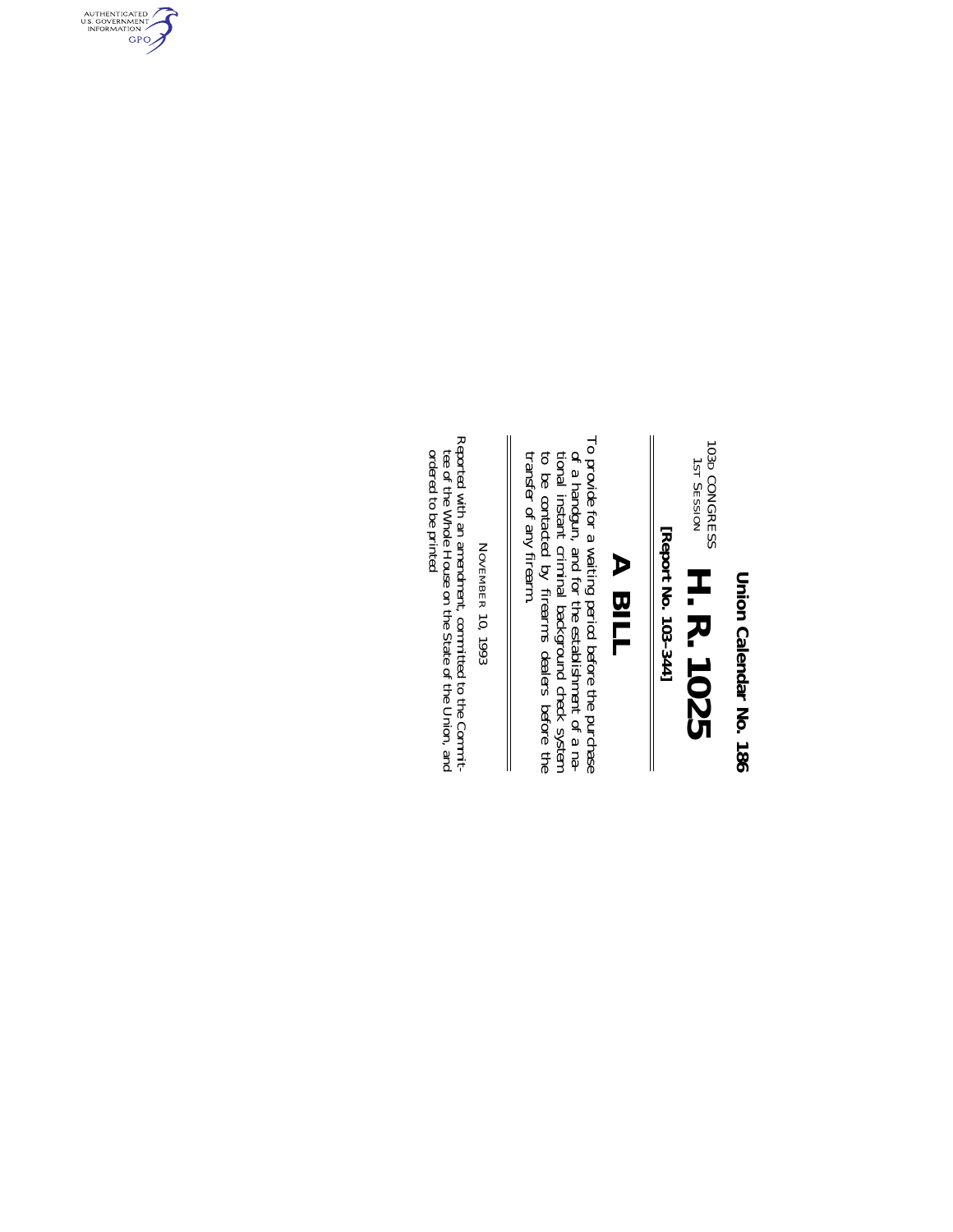Union Calendar No. 186

103d CONGRESS
1st Session

# H. R. 1025

**[Report No. 103–344]**

# A BILL

To provide for a waiting period before the purchase of a handgun, and for the establishment of a national instant criminal background check system to be contacted by firearms dealers before the transfer of any firearm.

November 10, 1993

Reported with an amendment, committed to the Committee of the Whole House on the State of the Union, and ordered to be printed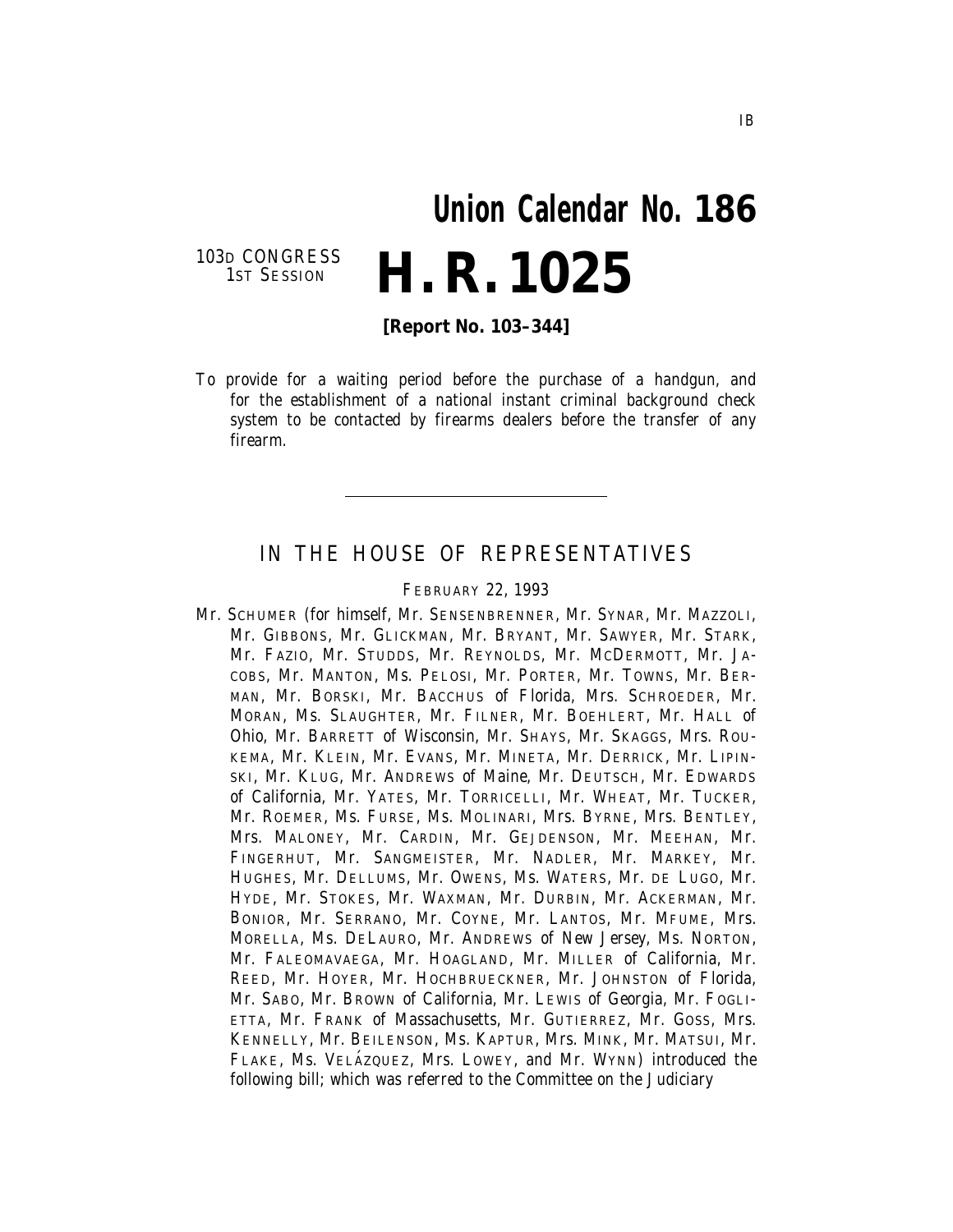# Union Calendar No. 186

103D CONGRESS
1ST SESSION

# H. R. 1025

**[Report No. 103–344]**

To provide for a waiting period before the purchase of a handgun, and for the establishment of a national instant criminal background check system to be contacted by firearms dealers before the transfer of any firearm.

---

## IN THE HOUSE OF REPRESENTATIVES

FEBRUARY 22, 1993

Mr. SCHUMER (for himself, Mr. SENSENBRENNER, Mr. SYNAR, Mr. MAZZOLI, Mr. GIBBONS, Mr. GLICKMAN, Mr. BRYANT, Mr. SAWYER, Mr. STARK, Mr. FAZIO, Mr. STUDDS, Mr. REYNOLDS, Mr. MCDERMOTT, Mr. JACOBS, Mr. MANTON, Ms. PELOSI, Mr. PORTER, Mr. TOWNS, Mr. BERMAN, Mr. BORSKI, Mr. BACCHUS of Florida, Mrs. SCHROEDER, Mr. MORAN, Ms. SLAUGHTER, Mr. FILNER, Mr. BOEHLERT, Mr. HALL of Ohio, Mr. BARRETT of Wisconsin, Mr. SHAYS, Mr. SKAGGS, Mrs. ROUKEMA, Mr. KLEIN, Mr. EVANS, Mr. MINETA, Mr. DERRICK, Mr. LIPINSKI, Mr. KLUG, Mr. ANDREWS of Maine, Mr. DEUTSCH, Mr. EDWARDS of California, Mr. YATES, Mr. TORRICELLI, Mr. WHEAT, Mr. TUCKER, Mr. ROEMER, Ms. FURSE, Ms. MOLINARI, Mrs. BYRNE, Mrs. BENTLEY, Mrs. MALONEY, Mr. CARDIN, Mr. GEJDENSON, Mr. MEEHAN, Mr. FINGERHUT, Mr. SANGMEISTER, Mr. NADLER, Mr. MARKEY, Mr. HUGHES, Mr. DELLUMS, Mr. OWENS, Ms. WATERS, Mr. DE LUGO, Mr. HYDE, Mr. STOKES, Mr. WAXMAN, Mr. DURBIN, Mr. ACKERMAN, Mr. BONIOR, Mr. SERRANO, Mr. COYNE, Mr. LANTOS, Mr. MFUME, Mrs. MORELLA, Ms. DELAURO, Mr. ANDREWS of New Jersey, Ms. NORTON, Mr. FALEOMAVAEGA, Mr. HOAGLAND, Mr. MILLER of California, Mr. REED, Mr. HOYER, Mr. HOCHBRUECKNER, Mr. JOHNSTON of Florida, Mr. SABO, Mr. BROWN of California, Mr. LEWIS of Georgia, Mr. FOGLIETTA, Mr. FRANK of Massachusetts, Mr. GUTIERREZ, Mr. GOSS, Mrs. KENNELLY, Mr. BEILENSON, Ms. KAPTUR, Mrs. MINK, Mr. MATSUI, Mr. FLAKE, Ms. VELÁZQUEZ, Mrs. LOWEY, and Mr. WYNN) introduced the following bill; which was referred to the Committee on the Judiciary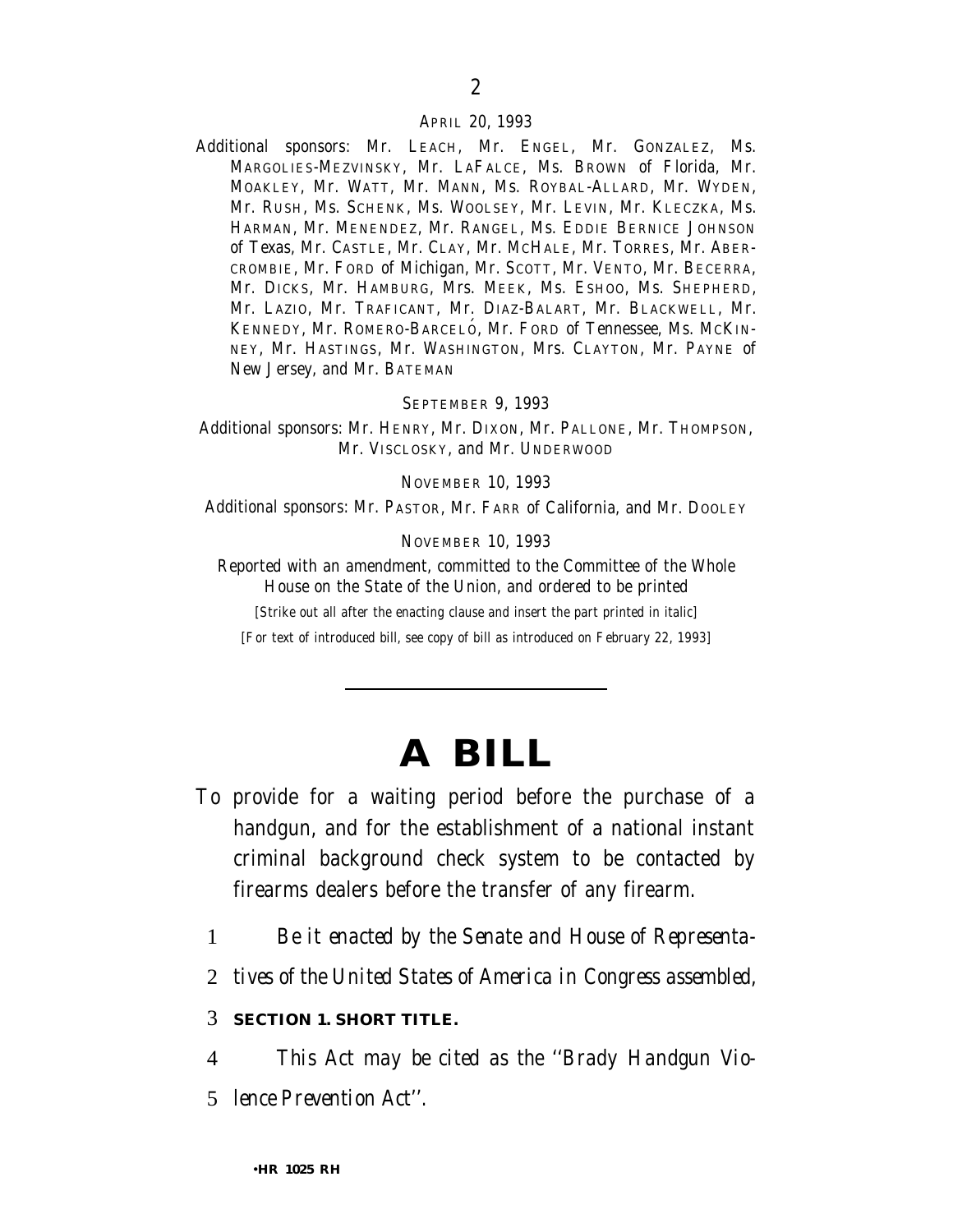APRIL 20, 1993

Additional sponsors: Mr. LEACH, Mr. ENGEL, Mr. GONZALEZ, Ms. MARGOLIES-MEZVINSKY, Mr. LAFALCE, Ms. BROWN of Florida, Mr. MOAKLEY, Mr. WATT, Mr. MANN, Ms. ROYBAL-ALLARD, Mr. WYDEN, Mr. RUSH, Ms. SCHENK, Ms. WOOLSEY, Mr. LEVIN, Mr. KLECZKA, Ms. HARMAN, Mr. MENENDEZ, Mr. RANGEL, Ms. EDDIE BERNICE JOHNSON of Texas, Mr. CASTLE, Mr. CLAY, Mr. MCHALE, Mr. TORRES, Mr. ABERCROMBIE, Mr. FORD of Michigan, Mr. SCOTT, Mr. VENTO, Mr. BECERRA, Mr. DICKS, Mr. HAMBURG, Mrs. MEEK, Ms. ESHOO, Ms. SHEPHERD, Mr. LAZIO, Mr. TRAFICANT, Mr. DIAZ-BALART, Mr. BLACKWELL, Mr. KENNEDY, Mr. ROMERO-BARCELÓ, Mr. FORD of Tennessee, Ms. MCKINNEY, Mr. HASTINGS, Mr. WASHINGTON, Mrs. CLAYTON, Mr. PAYNE of New Jersey, and Mr. BATEMAN

SEPTEMBER 9, 1993

Additional sponsors: Mr. HENRY, Mr. DIXON, Mr. PALLONE, Mr. THOMPSON, Mr. VISCLOSKY, and Mr. UNDERWOOD

NOVEMBER 10, 1993

Additional sponsors: Mr. PASTOR, Mr. FARR of California, and Mr. DOOLEY

NOVEMBER 10, 1993

Reported with an amendment, committed to the Committee of the Whole House on the State of the Union, and ordered to be printed

[Strike out all after the enacting clause and insert the part printed in italic]

[For text of introduced bill, see copy of bill as introduced on February 22, 1993]

---

# A BILL

To provide for a waiting period before the purchase of a handgun, and for the establishment of a national instant criminal background check system to be contacted by firearms dealers before the transfer of any firearm.

1 *Be it enacted by the Senate and House of Representa-*
2 *tives of the United States of America in Congress assembled,*

3 **SECTION 1. SHORT TITLE.**

4 *This Act may be cited as the ''Brady Handgun Vio-*
5 *lence Prevention Act''.*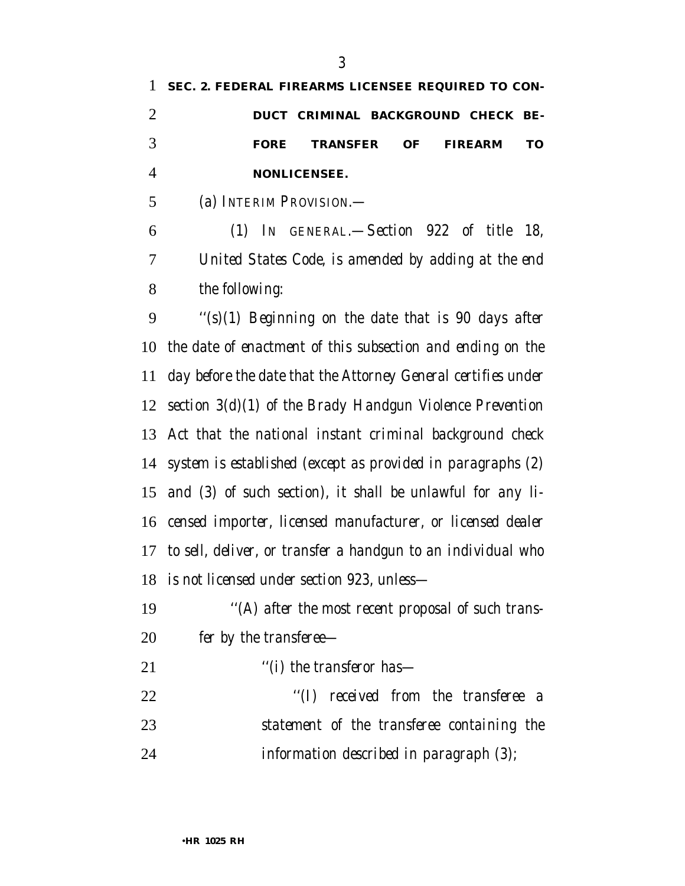**SEC. 2. FEDERAL FIREARMS LICENSEE REQUIRED TO CONDUCT CRIMINAL BACKGROUND CHECK BEFORE TRANSFER OF FIREARM TO NONLICENSEE.**

*(a) INTERIM PROVISION.—*

*(1) IN GENERAL.—Section 922 of title 18, United States Code, is amended by adding at the end the following:*

*''(s)(1) Beginning on the date that is 90 days after the date of enactment of this subsection and ending on the day before the date that the Attorney General certifies under section 3(d)(1) of the Brady Handgun Violence Prevention Act that the national instant criminal background check system is established (except as provided in paragraphs (2) and (3) of such section), it shall be unlawful for any licensed importer, licensed manufacturer, or licensed dealer to sell, deliver, or transfer a handgun to an individual who is not licensed under section 923, unless—*

*''(A) after the most recent proposal of such transfer by the transferee—*

*''(i) the transferor has—*

*''(I) received from the transferee a statement of the transferee containing the information described in paragraph (3);*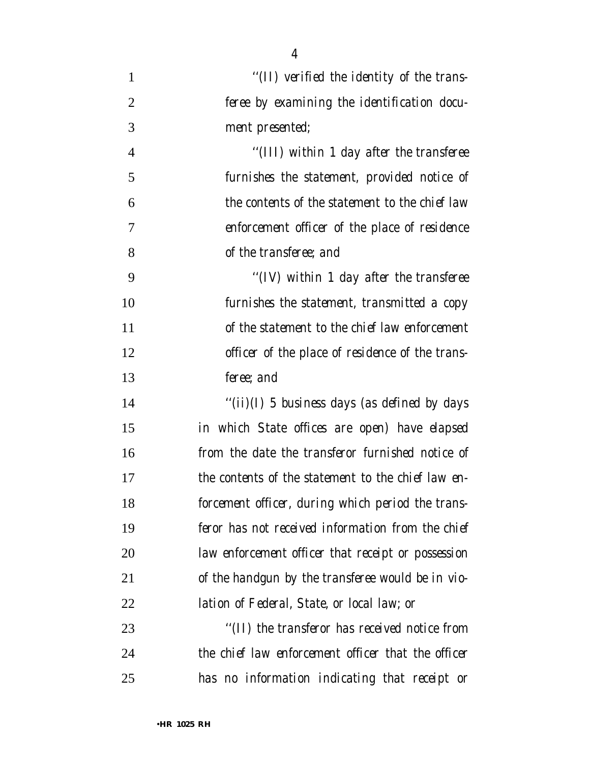*''(II) verified the identity of the transferee by examining the identification document presented;*

*''(III) within 1 day after the transferee furnishes the statement, provided notice of the contents of the statement to the chief law enforcement officer of the place of residence of the transferee; and*

*''(IV) within 1 day after the transferee furnishes the statement, transmitted a copy of the statement to the chief law enforcement officer of the place of residence of the transferee; and*

*''(ii)(I) 5 business days (as defined by days in which State offices are open) have elapsed from the date the transferor furnished notice of the contents of the statement to the chief law enforcement officer, during which period the transferor has not received information from the chief law enforcement officer that receipt or possession of the handgun by the transferee would be in violation of Federal, State, or local law; or*

*''(II) the transferor has received notice from the chief law enforcement officer that the officer has no information indicating that receipt or*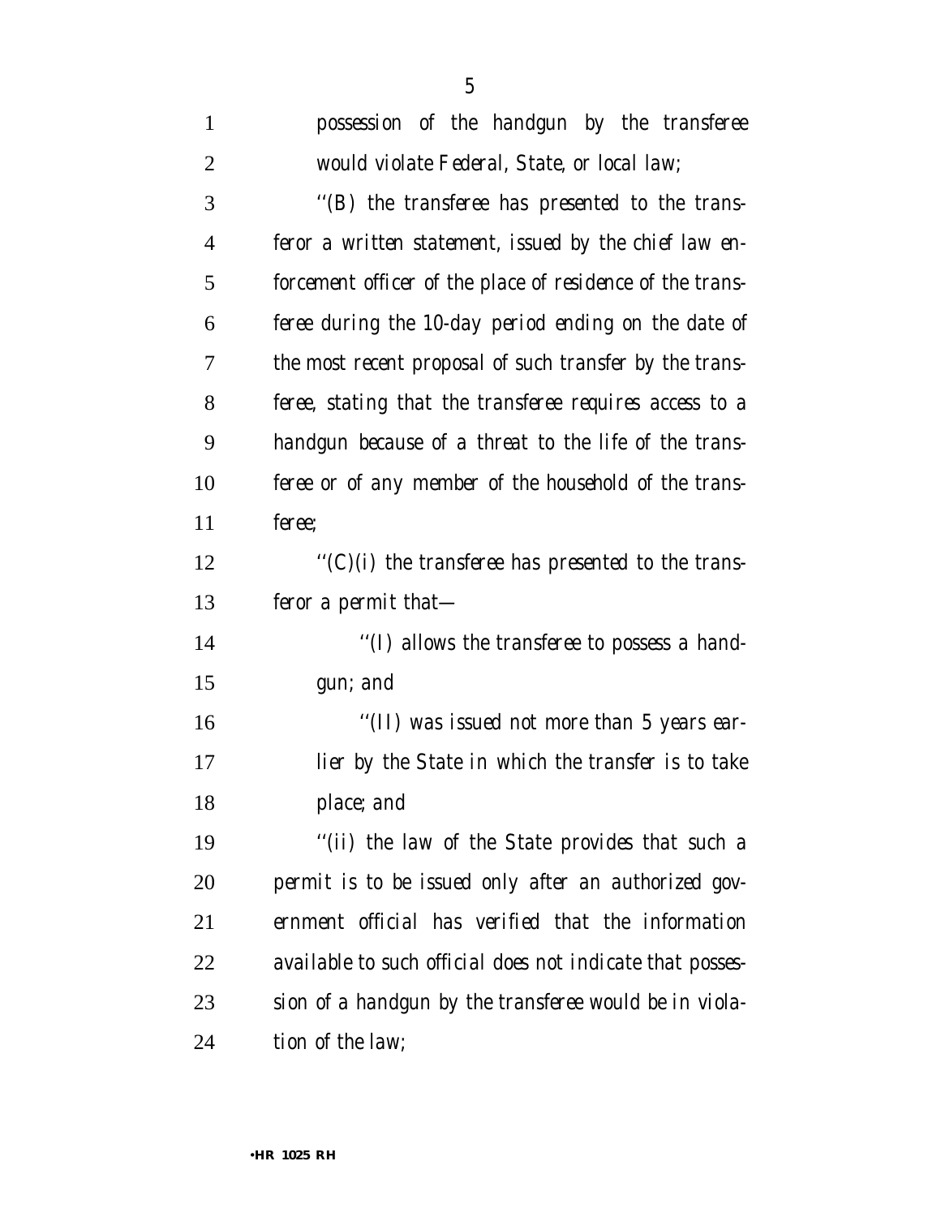*possession of the handgun by the transferee would violate Federal, State, or local law;*

*''(B) the transferee has presented to the transferor a written statement, issued by the chief law enforcement officer of the place of residence of the transferee during the 10-day period ending on the date of the most recent proposal of such transfer by the transferee, stating that the transferee requires access to a handgun because of a threat to the life of the transferee or of any member of the household of the transferee;*

*''(C)(i) the transferee has presented to the transferor a permit that—*

*''(I) allows the transferee to possess a handgun; and*

*''(II) was issued not more than 5 years earlier by the State in which the transfer is to take place; and*

*''(ii) the law of the State provides that such a permit is to be issued only after an authorized government official has verified that the information available to such official does not indicate that possession of a handgun by the transferee would be in violation of the law;*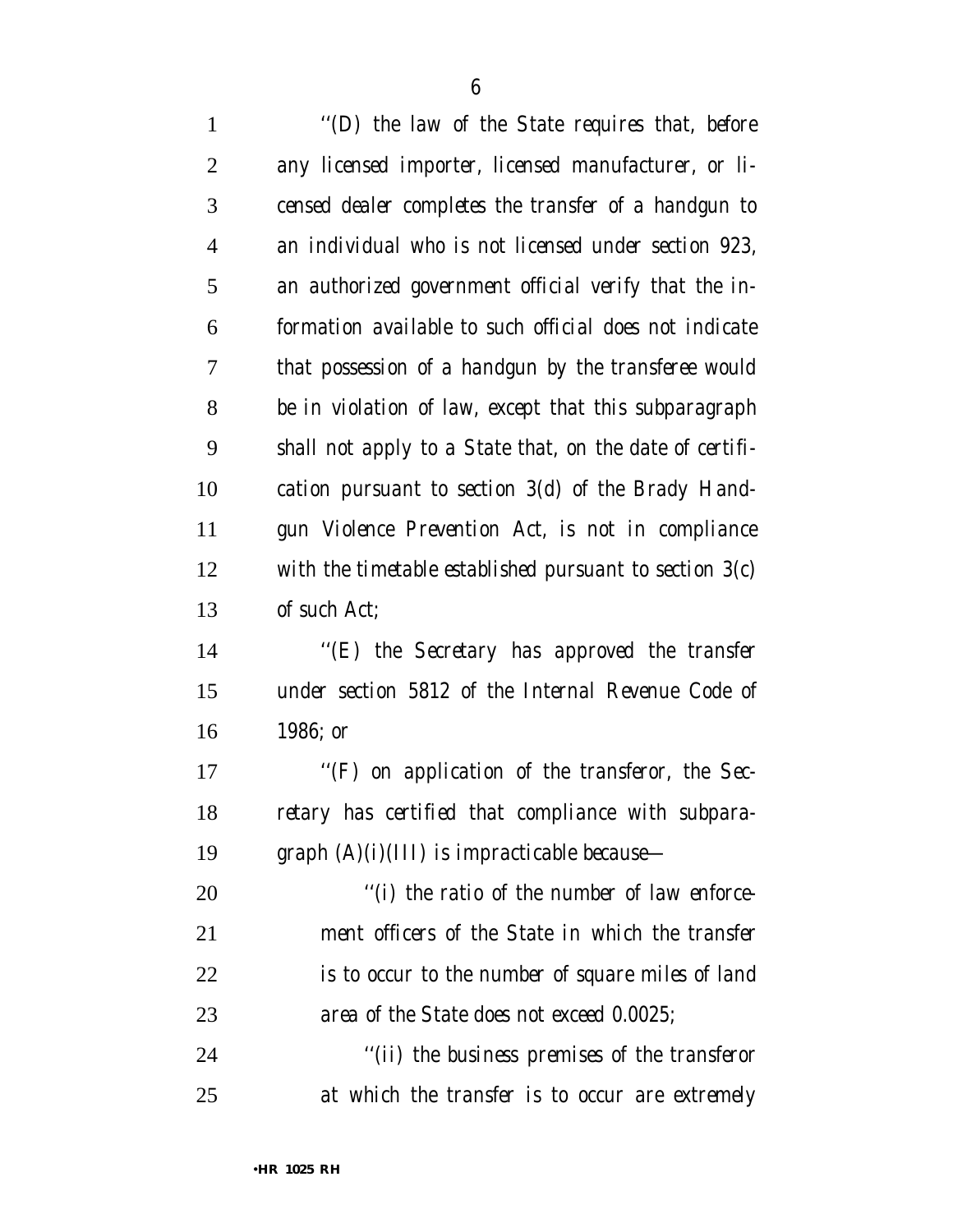''(D) the law of the State requires that, before any licensed importer, licensed manufacturer, or licensed dealer completes the transfer of a handgun to an individual who is not licensed under section 923, an authorized government official verify that the information available to such official does not indicate that possession of a handgun by the transferee would be in violation of law, except that this subparagraph shall not apply to a State that, on the date of certification pursuant to section 3(d) of the Brady Handgun Violence Prevention Act, is not in compliance with the timetable established pursuant to section 3(c) of such Act;

''(E) the Secretary has approved the transfer under section 5812 of the Internal Revenue Code of 1986; or

''(F) on application of the transferor, the Secretary has certified that compliance with subparagraph (A)(i)(III) is impracticable because—

''(i) the ratio of the number of law enforcement officers of the State in which the transfer is to occur to the number of square miles of land area of the State does not exceed 0.0025;

''(ii) the business premises of the transferor at which the transfer is to occur are extremely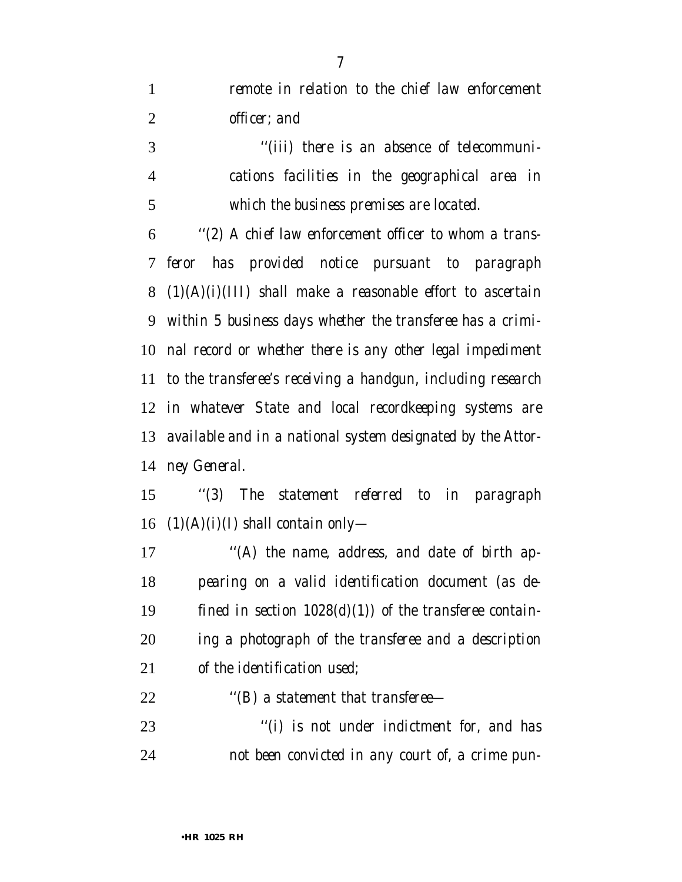remote in relation to the chief law enforcement officer; and

''(iii) there is an absence of telecommunications facilities in the geographical area in which the business premises are located.

''(2) A chief law enforcement officer to whom a transferor has provided notice pursuant to paragraph (1)(A)(i)(III) shall make a reasonable effort to ascertain within 5 business days whether the transferee has a criminal record or whether there is any other legal impediment to the transferee's receiving a handgun, including research in whatever State and local recordkeeping systems are available and in a national system designated by the Attorney General.

''(3) The statement referred to in paragraph (1)(A)(i)(I) shall contain only—

''(A) the name, address, and date of birth appearing on a valid identification document (as defined in section 1028(d)(1)) of the transferee containing a photograph of the transferee and a description of the identification used;

''(B) a statement that transferee—

''(i) is not under indictment for, and has not been convicted in any court of, a crime pun-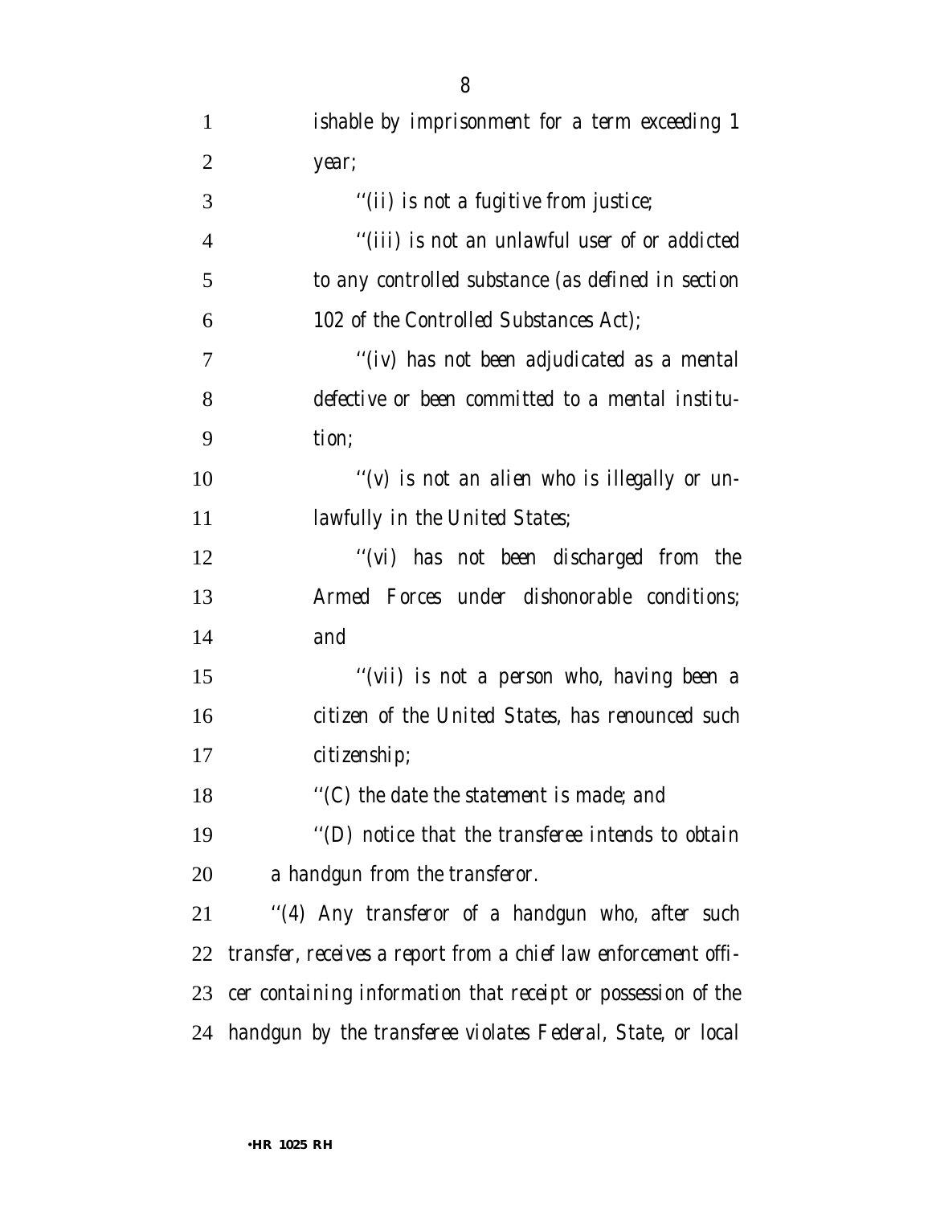ishable by imprisonment for a term exceeding 1 year;

''(ii) is not a fugitive from justice;

''(iii) is not an unlawful user of or addicted to any controlled substance (as defined in section 102 of the Controlled Substances Act);

''(iv) has not been adjudicated as a mental defective or been committed to a mental institution;

''(v) is not an alien who is illegally or unlawfully in the United States;

''(vi) has not been discharged from the Armed Forces under dishonorable conditions; and

''(vii) is not a person who, having been a citizen of the United States, has renounced such citizenship;

''(C) the date the statement is made; and

''(D) notice that the transferee intends to obtain a handgun from the transferor.

''(4) Any transferor of a handgun who, after such transfer, receives a report from a chief law enforcement officer containing information that receipt or possession of the handgun by the transferee violates Federal, State, or local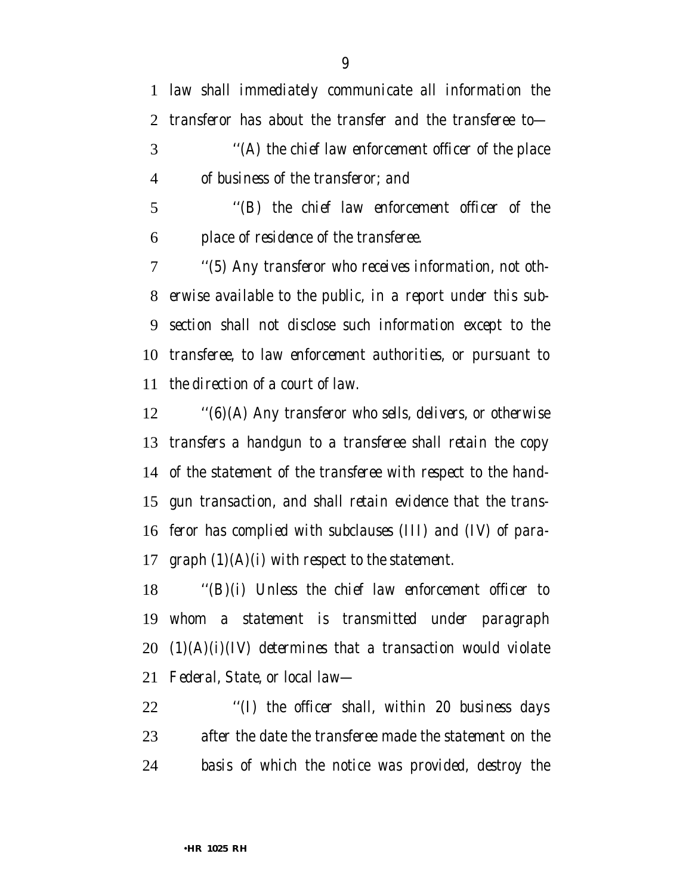*law shall immediately communicate all information the transferor has about the transfer and the transferee to—*

*''(A) the chief law enforcement officer of the place of business of the transferor; and*

*''(B) the chief law enforcement officer of the place of residence of the transferee.*

*''(5) Any transferor who receives information, not otherwise available to the public, in a report under this subsection shall not disclose such information except to the transferee, to law enforcement authorities, or pursuant to the direction of a court of law.*

*''(6)(A) Any transferor who sells, delivers, or otherwise transfers a handgun to a transferee shall retain the copy of the statement of the transferee with respect to the handgun transaction, and shall retain evidence that the transferor has complied with subclauses (III) and (IV) of paragraph (1)(A)(i) with respect to the statement.*

*''(B)(i) Unless the chief law enforcement officer to whom a statement is transmitted under paragraph (1)(A)(i)(IV) determines that a transaction would violate Federal, State, or local law—*

*''(I) the officer shall, within 20 business days after the date the transferee made the statement on the basis of which the notice was provided, destroy the*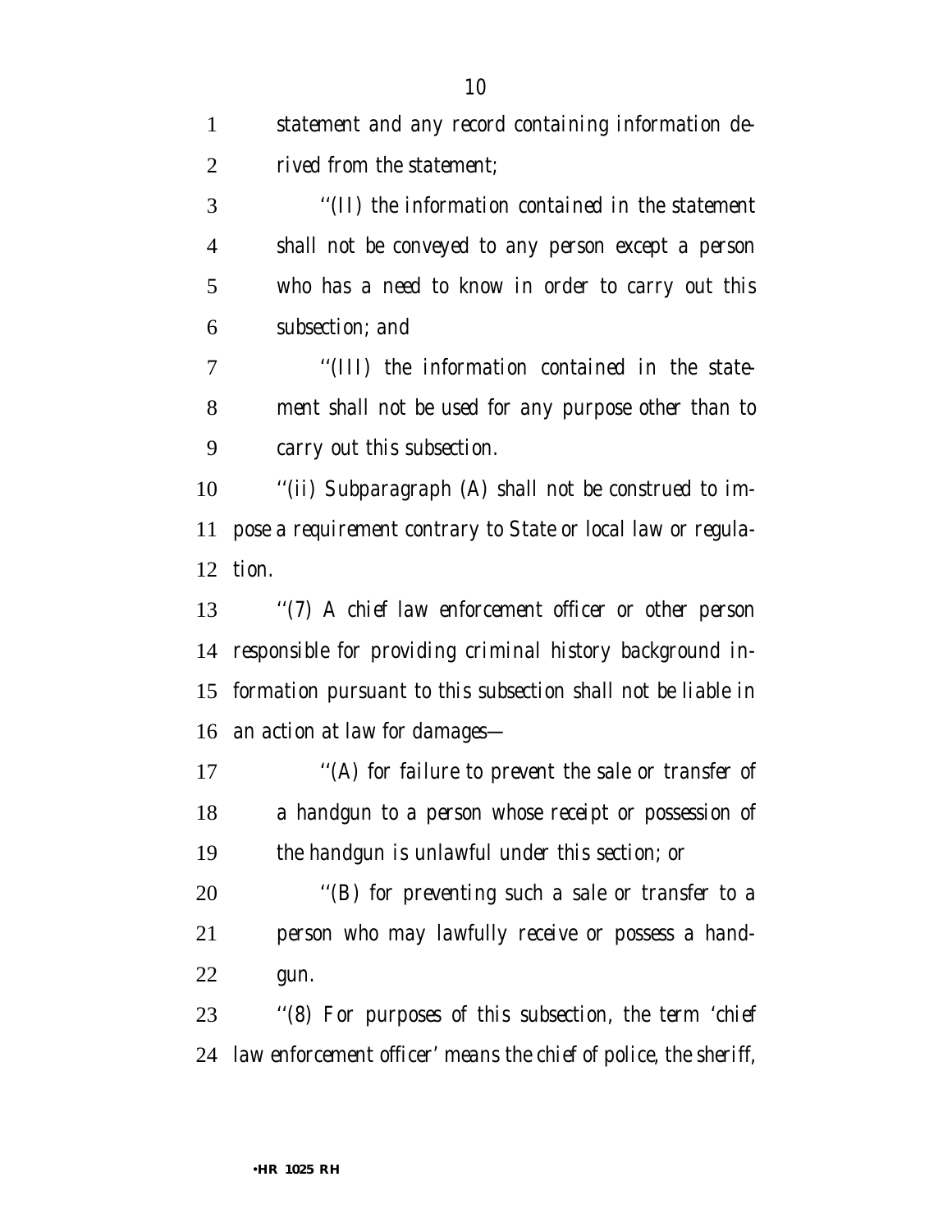statement and any record containing information derived from the statement;

''(II) the information contained in the statement shall not be conveyed to any person except a person who has a need to know in order to carry out this subsection; and

''(III) the information contained in the statement shall not be used for any purpose other than to carry out this subsection.

''(ii) Subparagraph (A) shall not be construed to impose a requirement contrary to State or local law or regulation.

''(7) A chief law enforcement officer or other person responsible for providing criminal history background information pursuant to this subsection shall not be liable in an action at law for damages—

''(A) for failure to prevent the sale or transfer of a handgun to a person whose receipt or possession of the handgun is unlawful under this section; or

''(B) for preventing such a sale or transfer to a person who may lawfully receive or possess a handgun.

''(8) For purposes of this subsection, the term 'chief law enforcement officer' means the chief of police, the sheriff,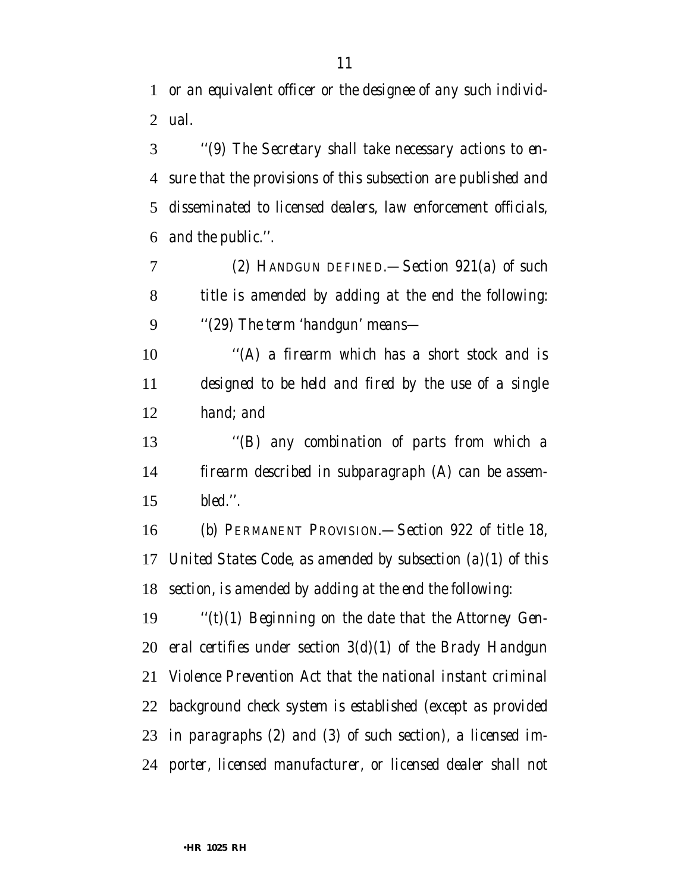or an equivalent officer or the designee of any such individual.

''(9) The Secretary shall take necessary actions to ensure that the provisions of this subsection are published and disseminated to licensed dealers, law enforcement officials, and the public.''.

(2) HANDGUN DEFINED.—Section 921(a) of such title is amended by adding at the end the following:

''(29) The term 'handgun' means—

''(A) a firearm which has a short stock and is designed to be held and fired by the use of a single hand; and

''(B) any combination of parts from which a firearm described in subparagraph (A) can be assembled.''.

(b) PERMANENT PROVISION.—Section 922 of title 18, United States Code, as amended by subsection (a)(1) of this section, is amended by adding at the end the following:

''(t)(1) Beginning on the date that the Attorney General certifies under section 3(d)(1) of the Brady Handgun Violence Prevention Act that the national instant criminal background check system is established (except as provided in paragraphs (2) and (3) of such section), a licensed importer, licensed manufacturer, or licensed dealer shall not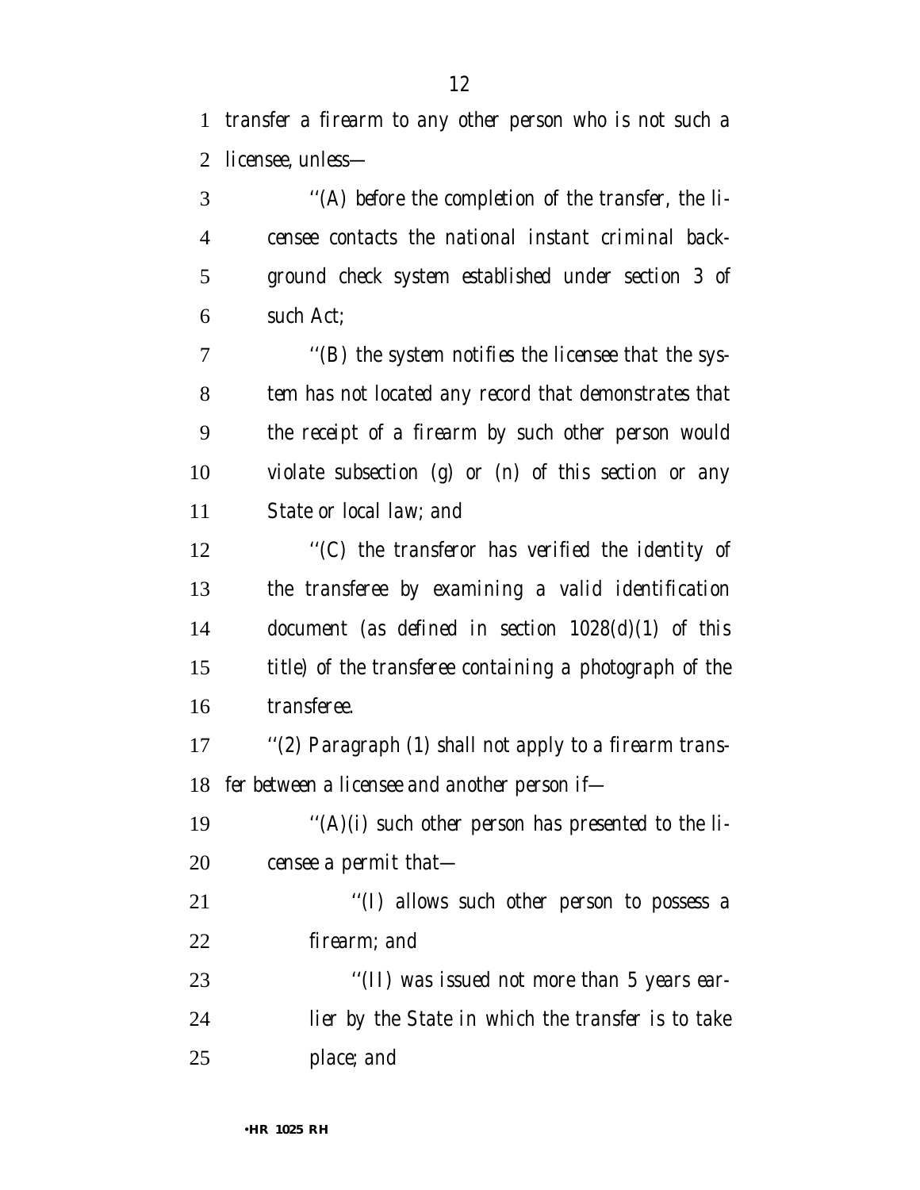*transfer a firearm to any other person who is not such a licensee, unless—*

*''(A) before the completion of the transfer, the licensee contacts the national instant criminal background check system established under section 3 of such Act;*

*''(B) the system notifies the licensee that the system has not located any record that demonstrates that the receipt of a firearm by such other person would violate subsection (g) or (n) of this section or any State or local law; and*

*''(C) the transferor has verified the identity of the transferee by examining a valid identification document (as defined in section 1028(d)(1) of this title) of the transferee containing a photograph of the transferee.*

*''(2) Paragraph (1) shall not apply to a firearm transfer between a licensee and another person if—*

*''(A)(i) such other person has presented to the licensee a permit that—*

*''(I) allows such other person to possess a firearm; and*

*''(II) was issued not more than 5 years earlier by the State in which the transfer is to take place; and*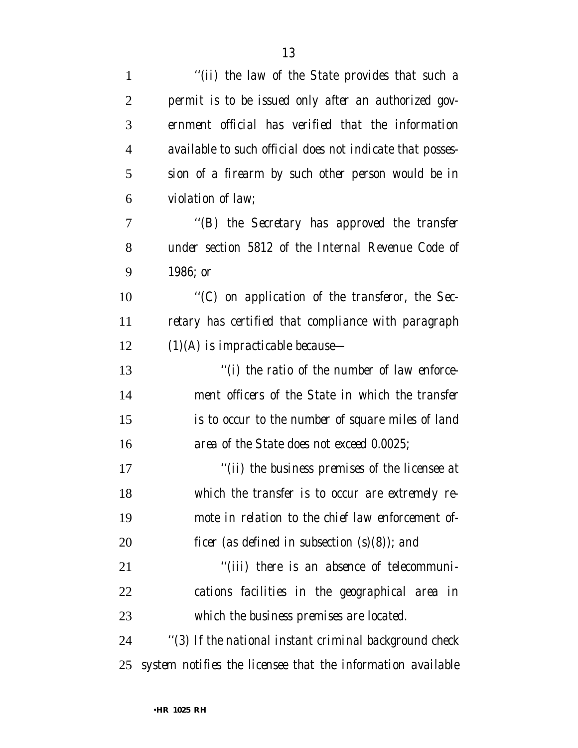''(ii) the law of the State provides that such a permit is to be issued only after an authorized government official has verified that the information available to such official does not indicate that possession of a firearm by such other person would be in violation of law;

''(B) the Secretary has approved the transfer under section 5812 of the Internal Revenue Code of 1986; or

''(C) on application of the transferor, the Secretary has certified that compliance with paragraph (1)(A) is impracticable because—

''(i) the ratio of the number of law enforcement officers of the State in which the transfer is to occur to the number of square miles of land area of the State does not exceed 0.0025;

''(ii) the business premises of the licensee at which the transfer is to occur are extremely remote in relation to the chief law enforcement officer (as defined in subsection (s)(8)); and

''(iii) there is an absence of telecommunications facilities in the geographical area in which the business premises are located.

''(3) If the national instant criminal background check system notifies the licensee that the information available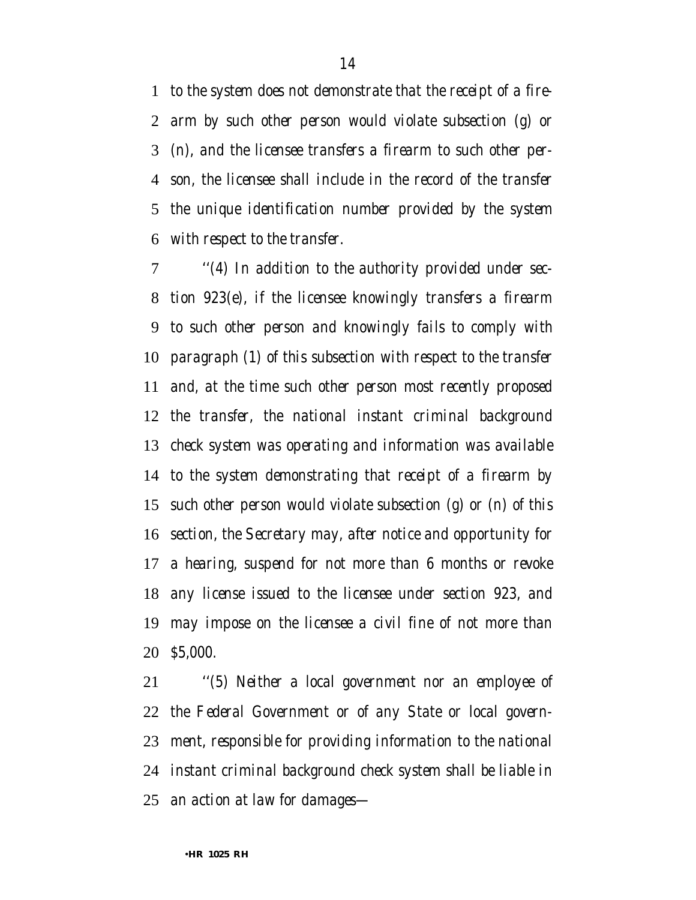to the system does not demonstrate that the receipt of a firearm by such other person would violate subsection (g) or (n), and the licensee transfers a firearm to such other person, the licensee shall include in the record of the transfer the unique identification number provided by the system with respect to the transfer.

''(4) In addition to the authority provided under section 923(e), if the licensee knowingly transfers a firearm to such other person and knowingly fails to comply with paragraph (1) of this subsection with respect to the transfer and, at the time such other person most recently proposed the transfer, the national instant criminal background check system was operating and information was available to the system demonstrating that receipt of a firearm by such other person would violate subsection (g) or (n) of this section, the Secretary may, after notice and opportunity for a hearing, suspend for not more than 6 months or revoke any license issued to the licensee under section 923, and may impose on the licensee a civil fine of not more than $5,000.

''(5) Neither a local government nor an employee of the Federal Government or of any State or local government, responsible for providing information to the national instant criminal background check system shall be liable in an action at law for damages—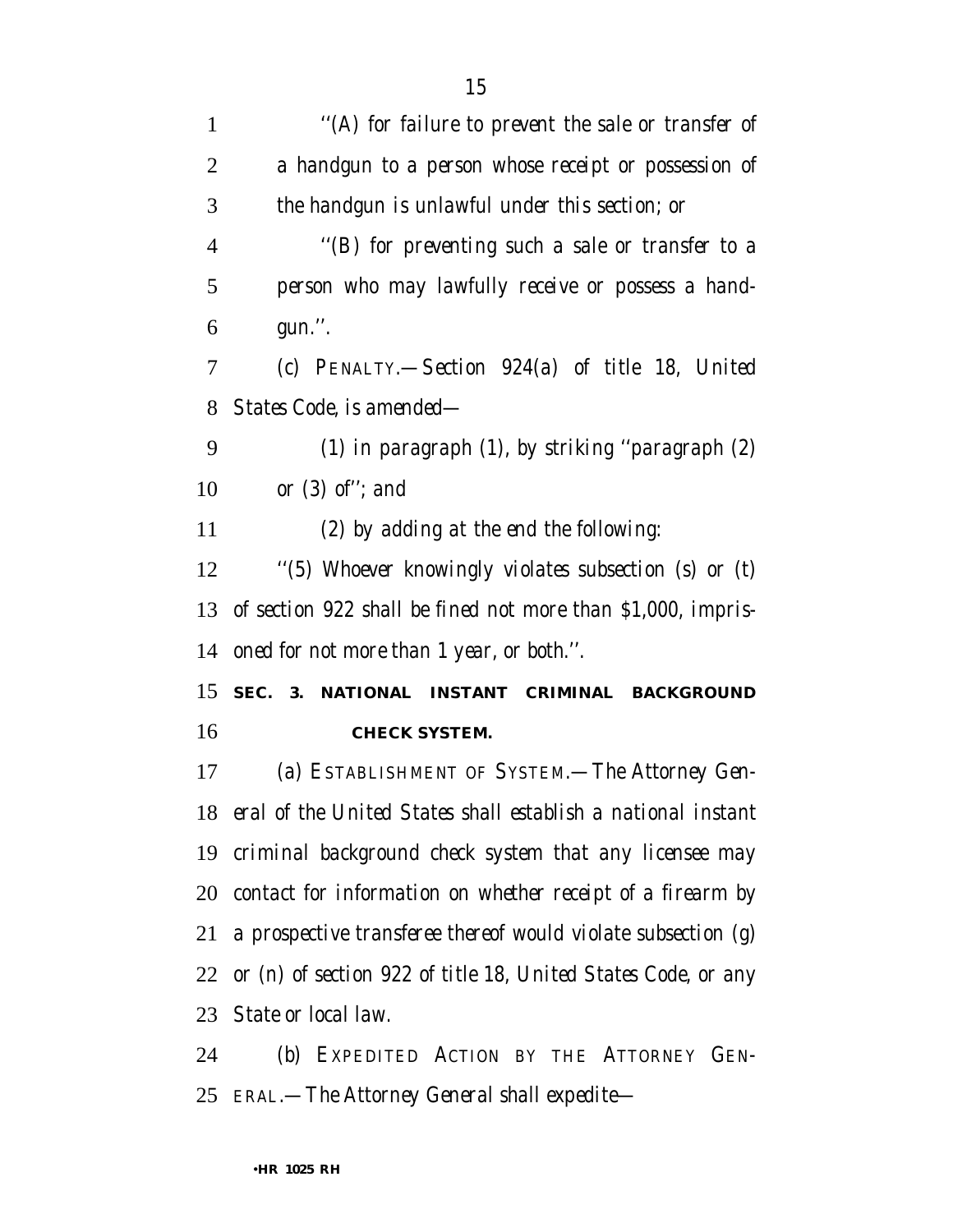''(A) for failure to prevent the sale or transfer of a handgun to a person whose receipt or possession of the handgun is unlawful under this section; or

''(B) for preventing such a sale or transfer to a person who may lawfully receive or possess a handgun.''.

(c) PENALTY.—Section 924(a) of title 18, United States Code, is amended—

(1) in paragraph (1), by striking ''paragraph (2) or (3) of''; and

(2) by adding at the end the following:

''(5) Whoever knowingly violates subsection (s) or (t) of section 922 shall be fined not more than $1,000, imprisoned for not more than 1 year, or both.''.

**SEC. 3. NATIONAL INSTANT CRIMINAL BACKGROUND CHECK SYSTEM.**

(a) ESTABLISHMENT OF SYSTEM.—The Attorney General of the United States shall establish a national instant criminal background check system that any licensee may contact for information on whether receipt of a firearm by a prospective transferee thereof would violate subsection (g) or (n) of section 922 of title 18, United States Code, or any State or local law.

(b) EXPEDITED ACTION BY THE ATTORNEY GENERAL.—The Attorney General shall expedite—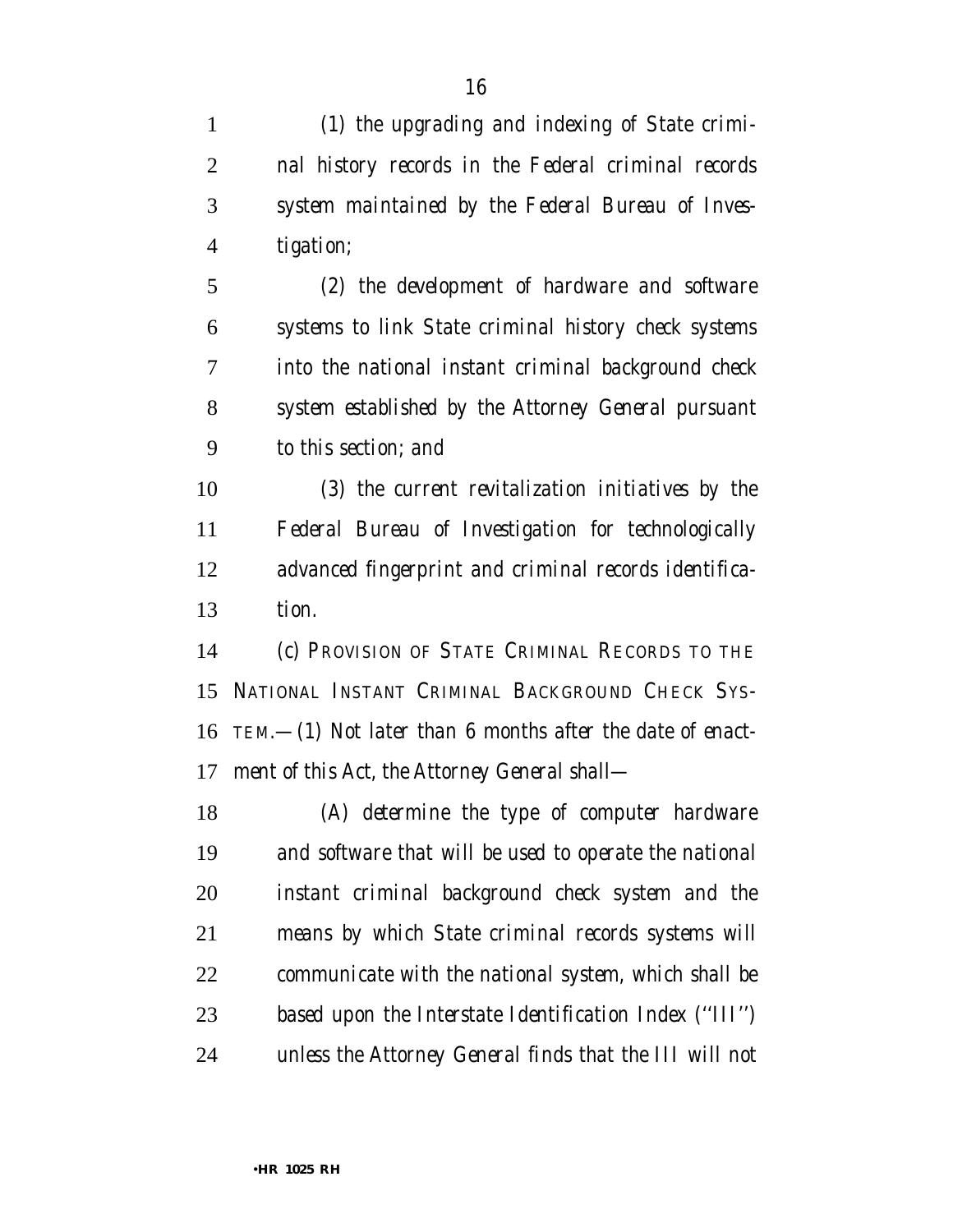*(1) the upgrading and indexing of State criminal history records in the Federal criminal records system maintained by the Federal Bureau of Investigation;*

*(2) the development of hardware and software systems to link State criminal history check systems into the national instant criminal background check system established by the Attorney General pursuant to this section; and*

*(3) the current revitalization initiatives by the Federal Bureau of Investigation for technologically advanced fingerprint and criminal records identification.*

*(c) PROVISION OF STATE CRIMINAL RECORDS TO THE NATIONAL INSTANT CRIMINAL BACKGROUND CHECK SYSTEM.—(1) Not later than 6 months after the date of enactment of this Act, the Attorney General shall—*

*(A) determine the type of computer hardware and software that will be used to operate the national instant criminal background check system and the means by which State criminal records systems will communicate with the national system, which shall be based upon the Interstate Identification Index (''III'') unless the Attorney General finds that the III will not*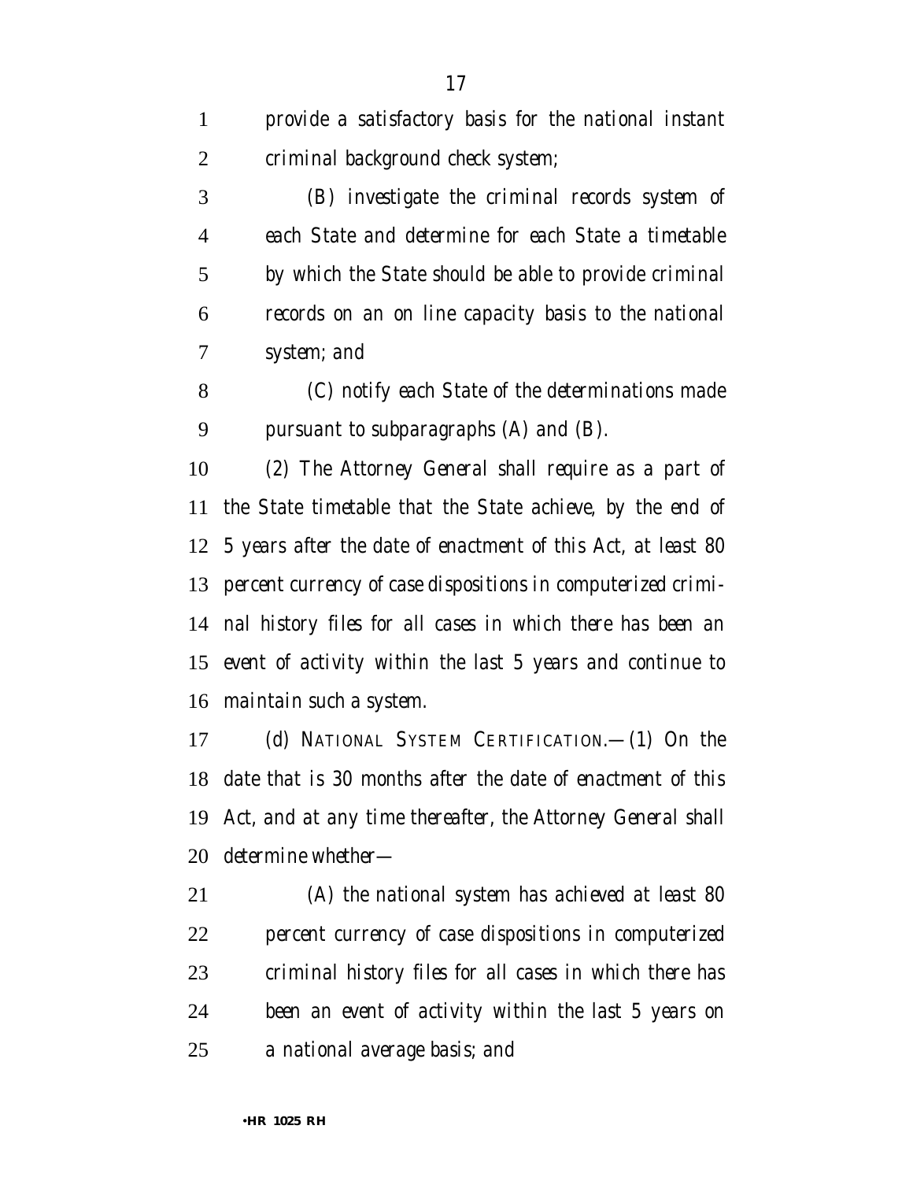provide a satisfactory basis for the national instant criminal background check system;

(B) investigate the criminal records system of each State and determine for each State a timetable by which the State should be able to provide criminal records on an on line capacity basis to the national system; and

(C) notify each State of the determinations made pursuant to subparagraphs (A) and (B).

(2) The Attorney General shall require as a part of the State timetable that the State achieve, by the end of 5 years after the date of enactment of this Act, at least 80 percent currency of case dispositions in computerized criminal history files for all cases in which there has been an event of activity within the last 5 years and continue to maintain such a system.

(d) NATIONAL SYSTEM CERTIFICATION.—(1) On the date that is 30 months after the date of enactment of this Act, and at any time thereafter, the Attorney General shall determine whether—

(A) the national system has achieved at least 80 percent currency of case dispositions in computerized criminal history files for all cases in which there has been an event of activity within the last 5 years on a national average basis; and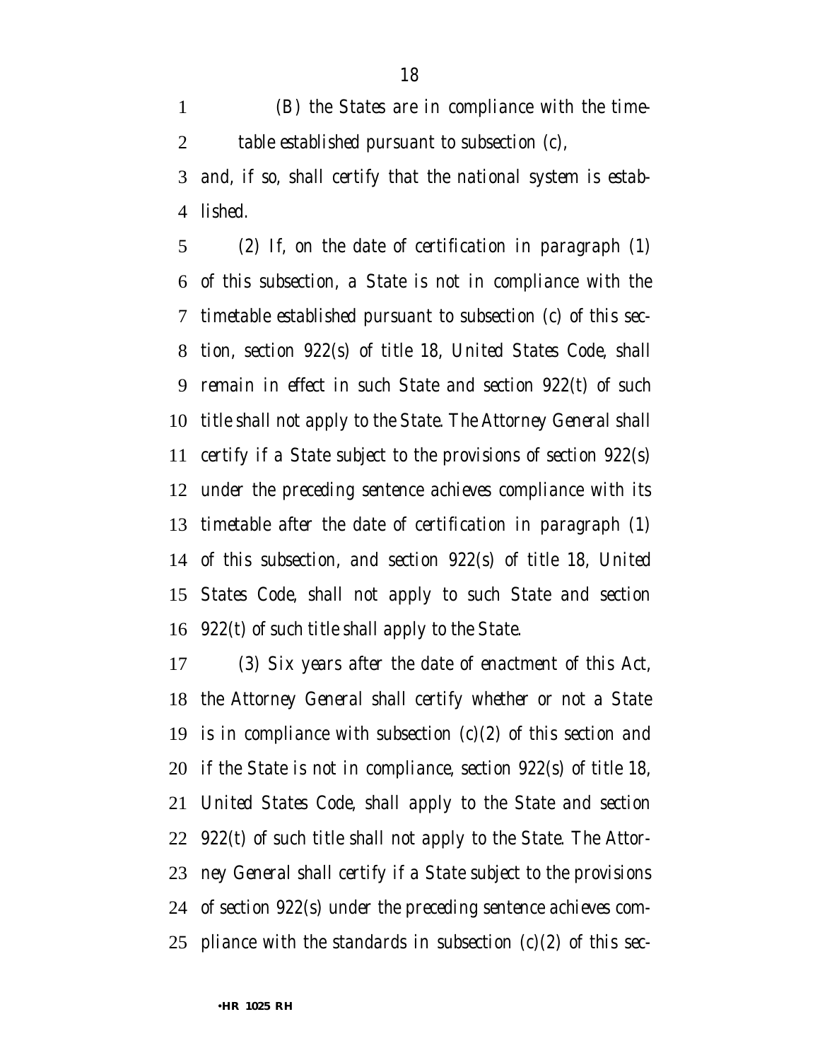(B) the States are in compliance with the timetable established pursuant to subsection (c),

and, if so, shall certify that the national system is established.

(2) If, on the date of certification in paragraph (1) of this subsection, a State is not in compliance with the timetable established pursuant to subsection (c) of this section, section 922(s) of title 18, United States Code, shall remain in effect in such State and section 922(t) of such title shall not apply to the State. The Attorney General shall certify if a State subject to the provisions of section 922(s) under the preceding sentence achieves compliance with its timetable after the date of certification in paragraph (1) of this subsection, and section 922(s) of title 18, United States Code, shall not apply to such State and section 922(t) of such title shall apply to the State.

(3) Six years after the date of enactment of this Act, the Attorney General shall certify whether or not a State is in compliance with subsection (c)(2) of this section and if the State is not in compliance, section 922(s) of title 18, United States Code, shall apply to the State and section 922(t) of such title shall not apply to the State. The Attorney General shall certify if a State subject to the provisions of section 922(s) under the preceding sentence achieves compliance with the standards in subsection (c)(2) of this sec-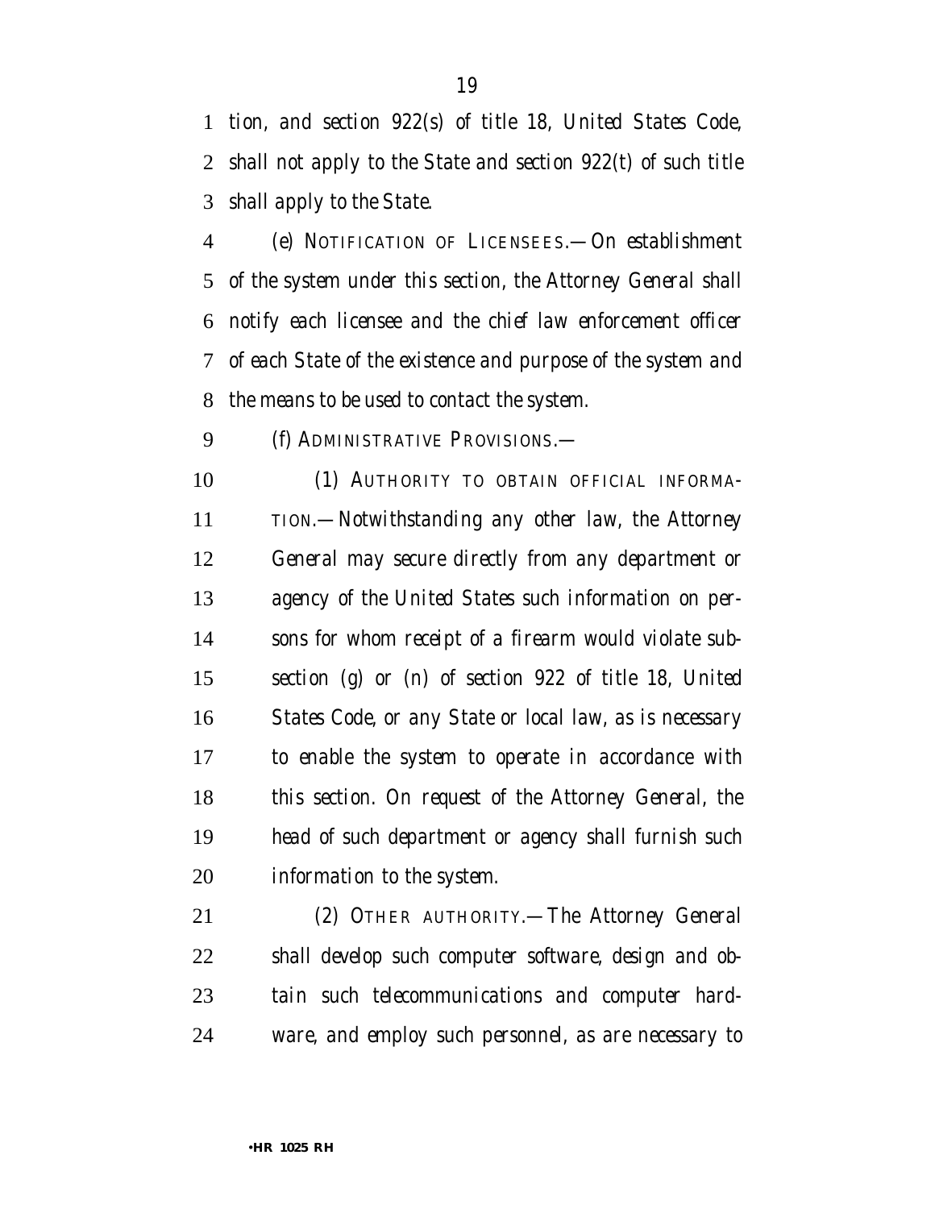*tion, and section 922(s) of title 18, United States Code, shall not apply to the State and section 922(t) of such title shall apply to the State.*

*(e) NOTIFICATION OF LICENSEES.—On establishment of the system under this section, the Attorney General shall notify each licensee and the chief law enforcement officer of each State of the existence and purpose of the system and the means to be used to contact the system.*

*(f) ADMINISTRATIVE PROVISIONS.—*

*(1) AUTHORITY TO OBTAIN OFFICIAL INFORMATION.—Notwithstanding any other law, the Attorney General may secure directly from any department or agency of the United States such information on persons for whom receipt of a firearm would violate subsection (g) or (n) of section 922 of title 18, United States Code, or any State or local law, as is necessary to enable the system to operate in accordance with this section. On request of the Attorney General, the head of such department or agency shall furnish such information to the system.*

*(2) OTHER AUTHORITY.—The Attorney General shall develop such computer software, design and obtain such telecommunications and computer hardware, and employ such personnel, as are necessary to*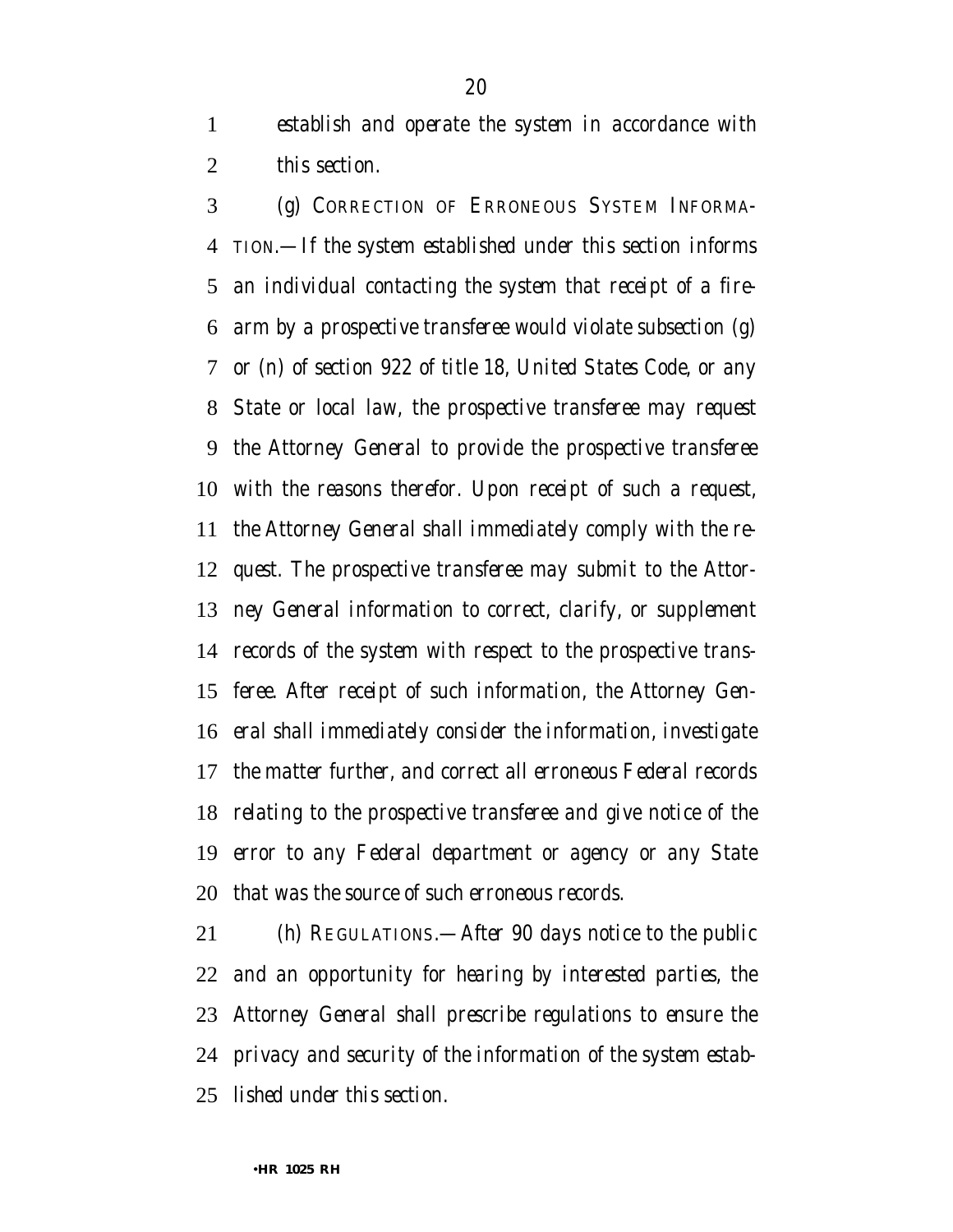establish and operate the system in accordance with this section.

(g) CORRECTION OF ERRONEOUS SYSTEM INFORMATION.—If the system established under this section informs an individual contacting the system that receipt of a firearm by a prospective transferee would violate subsection (g) or (n) of section 922 of title 18, United States Code, or any State or local law, the prospective transferee may request the Attorney General to provide the prospective transferee with the reasons therefor. Upon receipt of such a request, the Attorney General shall immediately comply with the request. The prospective transferee may submit to the Attorney General information to correct, clarify, or supplement records of the system with respect to the prospective transferee. After receipt of such information, the Attorney General shall immediately consider the information, investigate the matter further, and correct all erroneous Federal records relating to the prospective transferee and give notice of the error to any Federal department or agency or any State that was the source of such erroneous records.

(h) REGULATIONS.—After 90 days notice to the public and an opportunity for hearing by interested parties, the Attorney General shall prescribe regulations to ensure the privacy and security of the information of the system established under this section.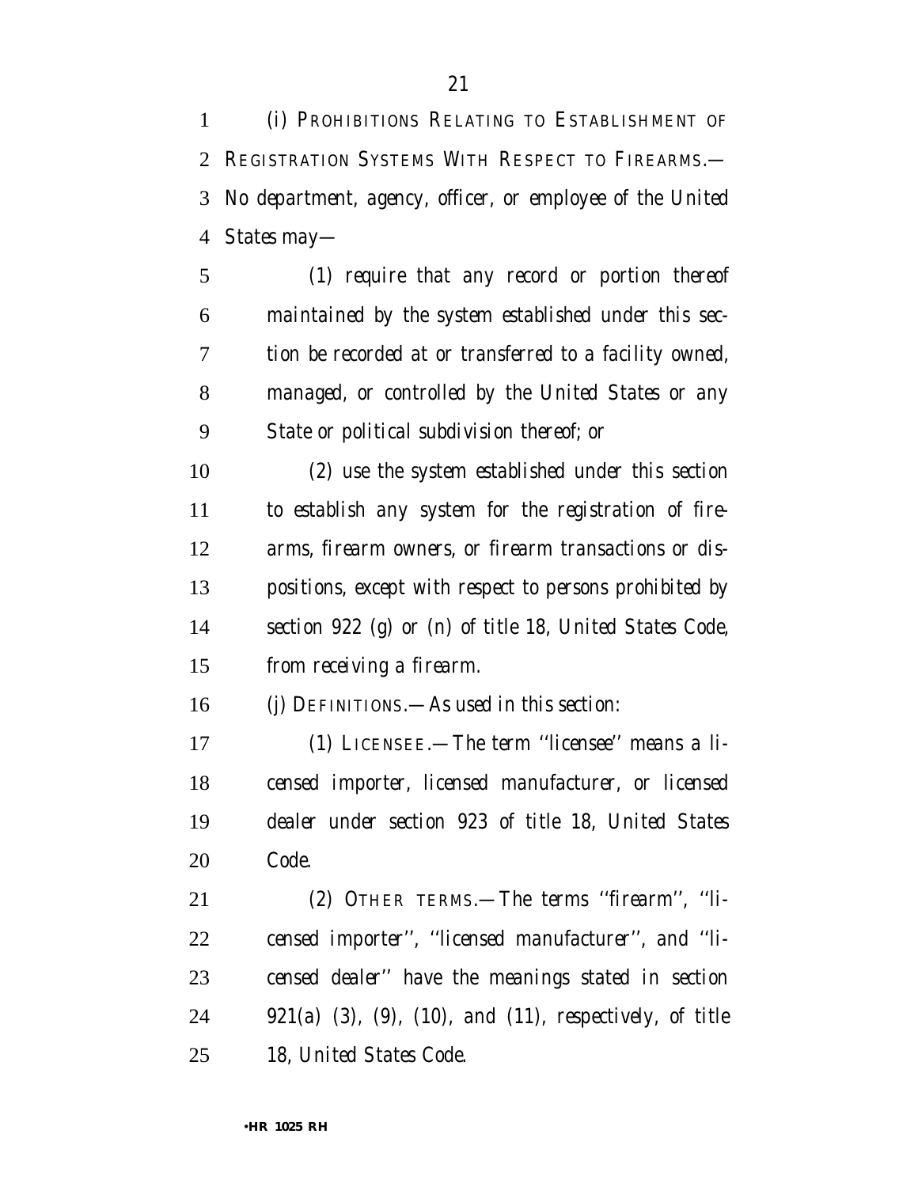*(i) PROHIBITIONS RELATING TO ESTABLISHMENT OF REGISTRATION SYSTEMS WITH RESPECT TO FIREARMS.—No department, agency, officer, or employee of the United States may—*

*(1) require that any record or portion thereof maintained by the system established under this section be recorded at or transferred to a facility owned, managed, or controlled by the United States or any State or political subdivision thereof; or*

*(2) use the system established under this section to establish any system for the registration of firearms, firearm owners, or firearm transactions or dispositions, except with respect to persons prohibited by section 922 (g) or (n) of title 18, United States Code, from receiving a firearm.*

*(j) DEFINITIONS.—As used in this section:*

*(1) LICENSEE.—The term ''licensee'' means a licensed importer, licensed manufacturer, or licensed dealer under section 923 of title 18, United States Code.*

*(2) OTHER TERMS.—The terms ''firearm'', ''licensed importer'', ''licensed manufacturer'', and ''licensed dealer'' have the meanings stated in section 921(a) (3), (9), (10), and (11), respectively, of title 18, United States Code.*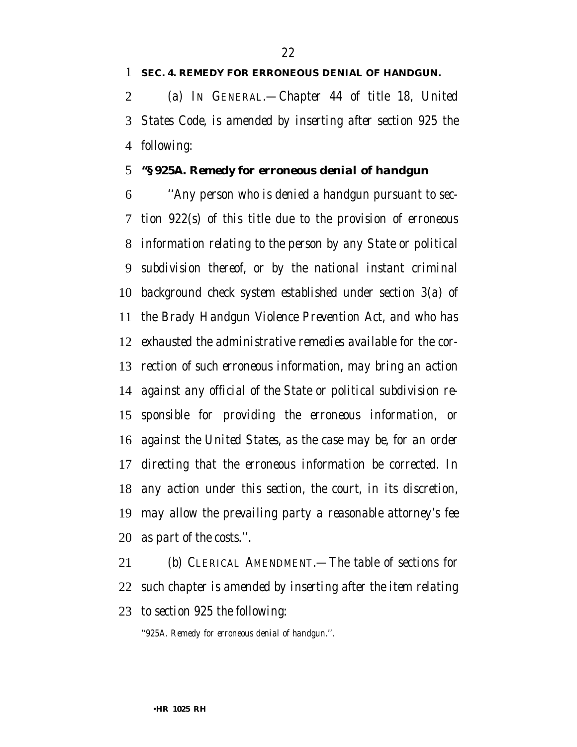**SEC. 4. REMEDY FOR ERRONEOUS DENIAL OF HANDGUN.**

*(a) IN GENERAL.—Chapter 44 of title 18, United States Code, is amended by inserting after section 925 the following:*

***"§ 925A. Remedy for erroneous denial of handgun***

*''Any person who is denied a handgun pursuant to section 922(s) of this title due to the provision of erroneous information relating to the person by any State or political subdivision thereof, or by the national instant criminal background check system established under section 3(a) of the Brady Handgun Violence Prevention Act, and who has exhausted the administrative remedies available for the correction of such erroneous information, may bring an action against any official of the State or political subdivision responsible for providing the erroneous information, or against the United States, as the case may be, for an order directing that the erroneous information be corrected. In any action under this section, the court, in its discretion, may allow the prevailing party a reasonable attorney's fee as part of the costs.''.*

*(b) CLERICAL AMENDMENT.—The table of sections for such chapter is amended by inserting after the item relating to section 925 the following:*

*''925A. Remedy for erroneous denial of handgun.''.*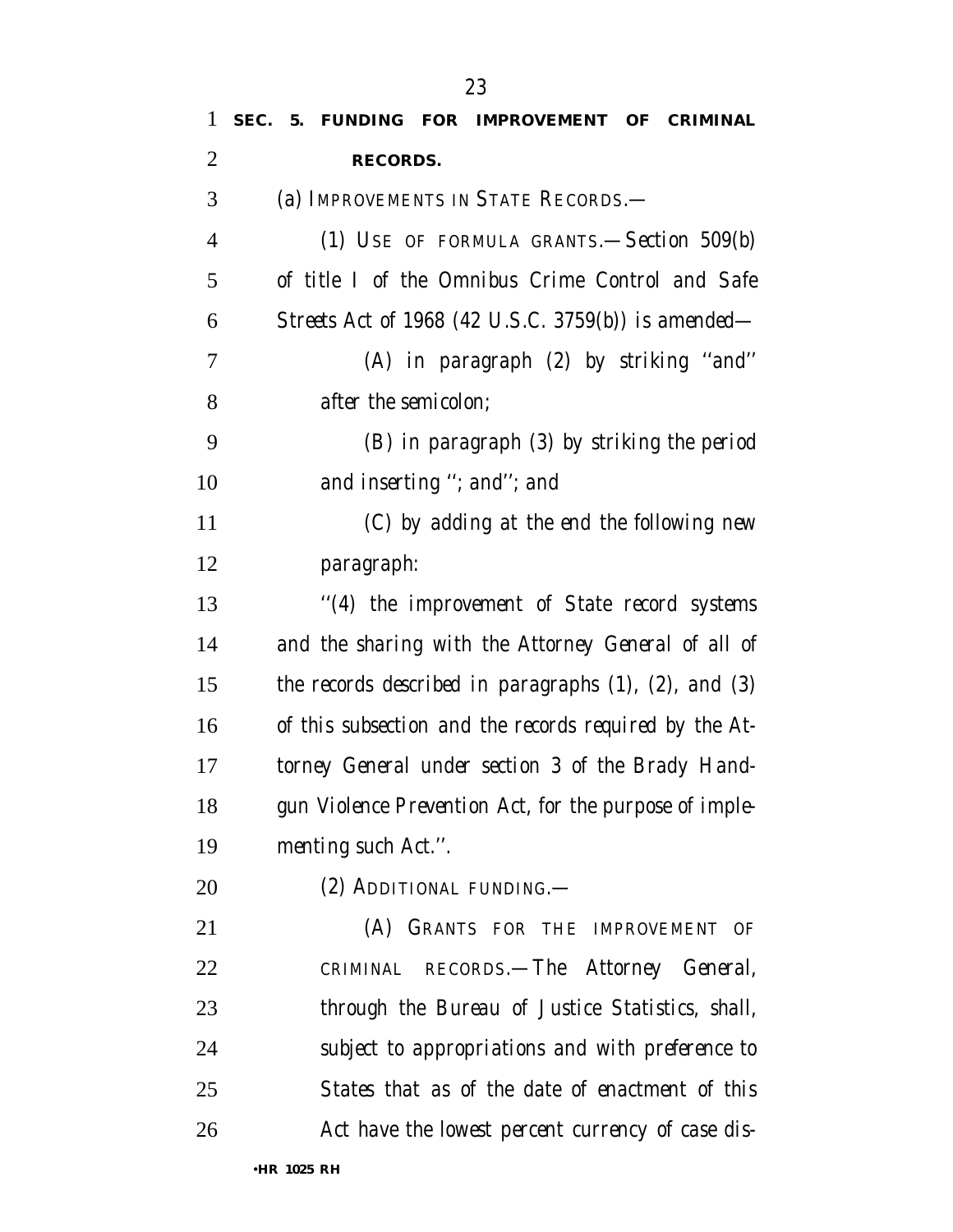**SEC. 5. FUNDING FOR IMPROVEMENT OF CRIMINAL RECORDS.**

(a) IMPROVEMENTS IN STATE RECORDS.—

(1) USE OF FORMULA GRANTS.—Section 509(b) of title I of the Omnibus Crime Control and Safe Streets Act of 1968 (42 U.S.C. 3759(b)) is amended—

(A) in paragraph (2) by striking ''and'' after the semicolon;

(B) in paragraph (3) by striking the period and inserting ''; and''; and

(C) by adding at the end the following new paragraph:

''(4) the improvement of State record systems and the sharing with the Attorney General of all of the records described in paragraphs (1), (2), and (3) of this subsection and the records required by the Attorney General under section 3 of the Brady Handgun Violence Prevention Act, for the purpose of implementing such Act.''.

(2) ADDITIONAL FUNDING.—

(A) GRANTS FOR THE IMPROVEMENT OF CRIMINAL RECORDS.—The Attorney General, through the Bureau of Justice Statistics, shall, subject to appropriations and with preference to States that as of the date of enactment of this Act have the lowest percent currency of case dis-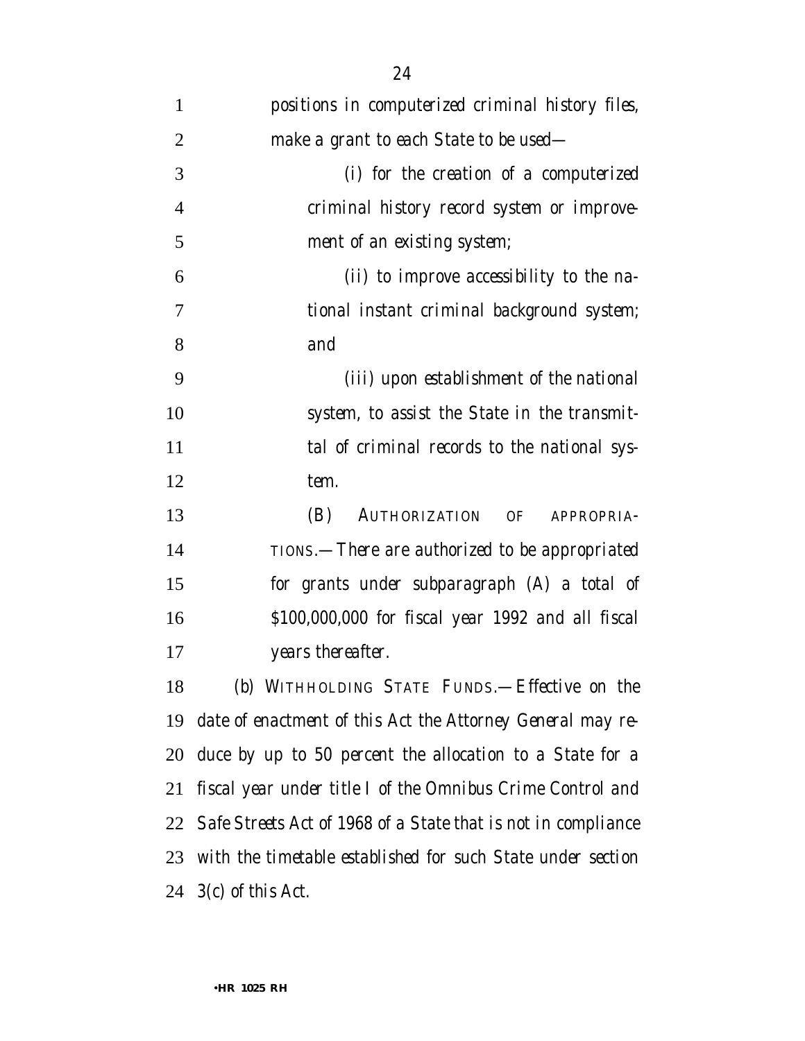*positions in computerized criminal history files, make a grant to each State to be used—*

*(i) for the creation of a computerized criminal history record system or improvement of an existing system;*

*(ii) to improve accessibility to the national instant criminal background system; and*

*(iii) upon establishment of the national system, to assist the State in the transmittal of criminal records to the national system.*

*(B) AUTHORIZATION OF APPROPRIATIONS.—There are authorized to be appropriated for grants under subparagraph (A) a total of $100,000,000 for fiscal year 1992 and all fiscal years thereafter.*

*(b) WITHHOLDING STATE FUNDS.—Effective on the date of enactment of this Act the Attorney General may reduce by up to 50 percent the allocation to a State for a fiscal year under title I of the Omnibus Crime Control and Safe Streets Act of 1968 of a State that is not in compliance with the timetable established for such State under section 3(c) of this Act.*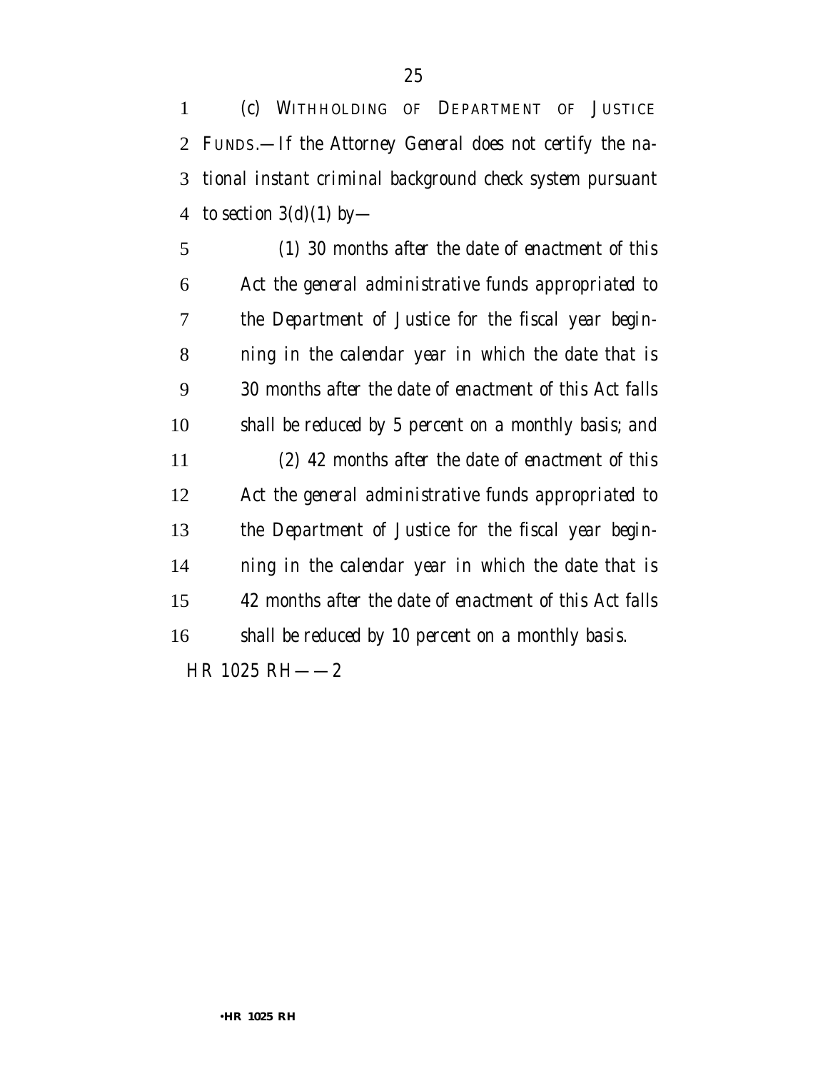*(c) WITHHOLDING OF DEPARTMENT OF JUSTICE FUNDS.—If the Attorney General does not certify the national instant criminal background check system pursuant to section 3(d)(1) by—*

*(1) 30 months after the date of enactment of this Act the general administrative funds appropriated to the Department of Justice for the fiscal year beginning in the calendar year in which the date that is 30 months after the date of enactment of this Act falls shall be reduced by 5 percent on a monthly basis; and*

*(2) 42 months after the date of enactment of this Act the general administrative funds appropriated to the Department of Justice for the fiscal year beginning in the calendar year in which the date that is 42 months after the date of enactment of this Act falls shall be reduced by 10 percent on a monthly basis.*

HR 1025 RH——2